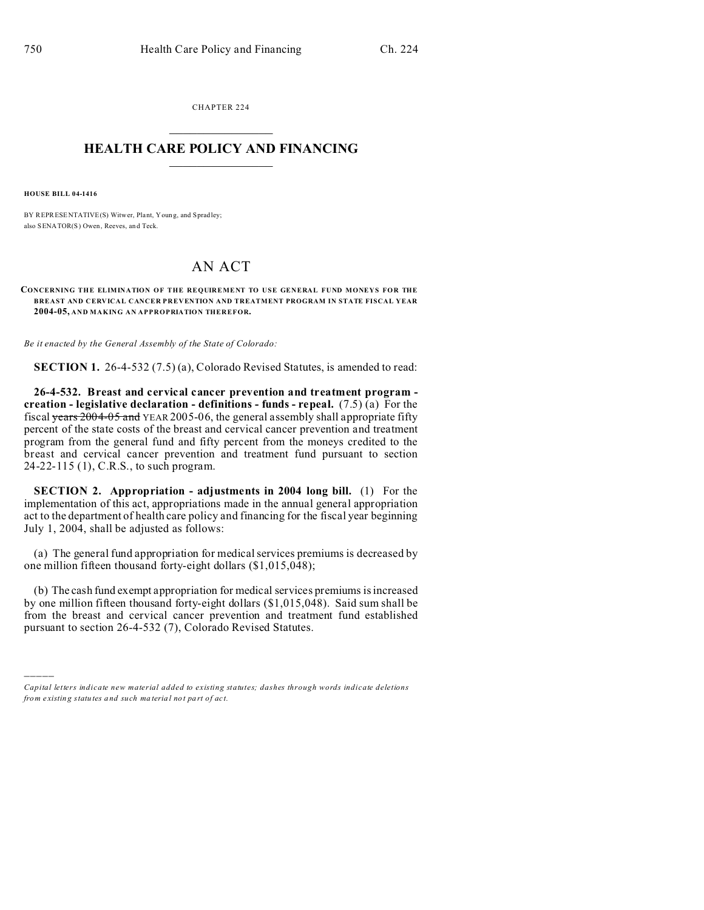CHAPTER 224

# HEALTH CARE POLICY AND FINANCING

**HOUSE BILL 04-1416**

BY REPRESENTATIVE(S) Witwer, Plant, Young, and Spradley;
also SENATOR(S) Owen, Reeves, and Teck.

# AN ACT

**CONCERNING THE ELIMINATION OF THE REQUIREMENT TO USE GENERAL FUND MONEYS FOR THE BREAST AND CERVICAL CANCER PREVENTION AND TREATMENT PROGRAM IN STATE FISCAL YEAR 2004-05, AND MAKING AN APPROPRIATION THEREFOR.**

*Be it enacted by the General Assembly of the State of Colorado:*

**SECTION 1.** 26-4-532 (7.5) (a), Colorado Revised Statutes, is amended to read:

**26-4-532. Breast and cervical cancer prevention and treatment program - creation - legislative declaration - definitions - funds - repeal.** (7.5) (a) For the fiscal ~~years 2004-05 and~~ YEAR 2005-06, the general assembly shall appropriate fifty percent of the state costs of the breast and cervical cancer prevention and treatment program from the general fund and fifty percent from the moneys credited to the breast and cervical cancer prevention and treatment fund pursuant to section 24-22-115 (1), C.R.S., to such program.

**SECTION 2. Appropriation - adjustments in 2004 long bill.** (1) For the implementation of this act, appropriations made in the annual general appropriation act to the department of health care policy and financing for the fiscal year beginning July 1, 2004, shall be adjusted as follows:

(a) The general fund appropriation for medical services premiums is decreased by one million fifteen thousand forty-eight dollars ($1,015,048);

(b) The cash fund exempt appropriation for medical services premiums is increased by one million fifteen thousand forty-eight dollars ($1,015,048). Said sum shall be from the breast and cervical cancer prevention and treatment fund established pursuant to section 26-4-532 (7), Colorado Revised Statutes.

---

*Capital letters indicate new material added to existing statutes; dashes through words indicate deletions from existing statutes and such material not part of act.*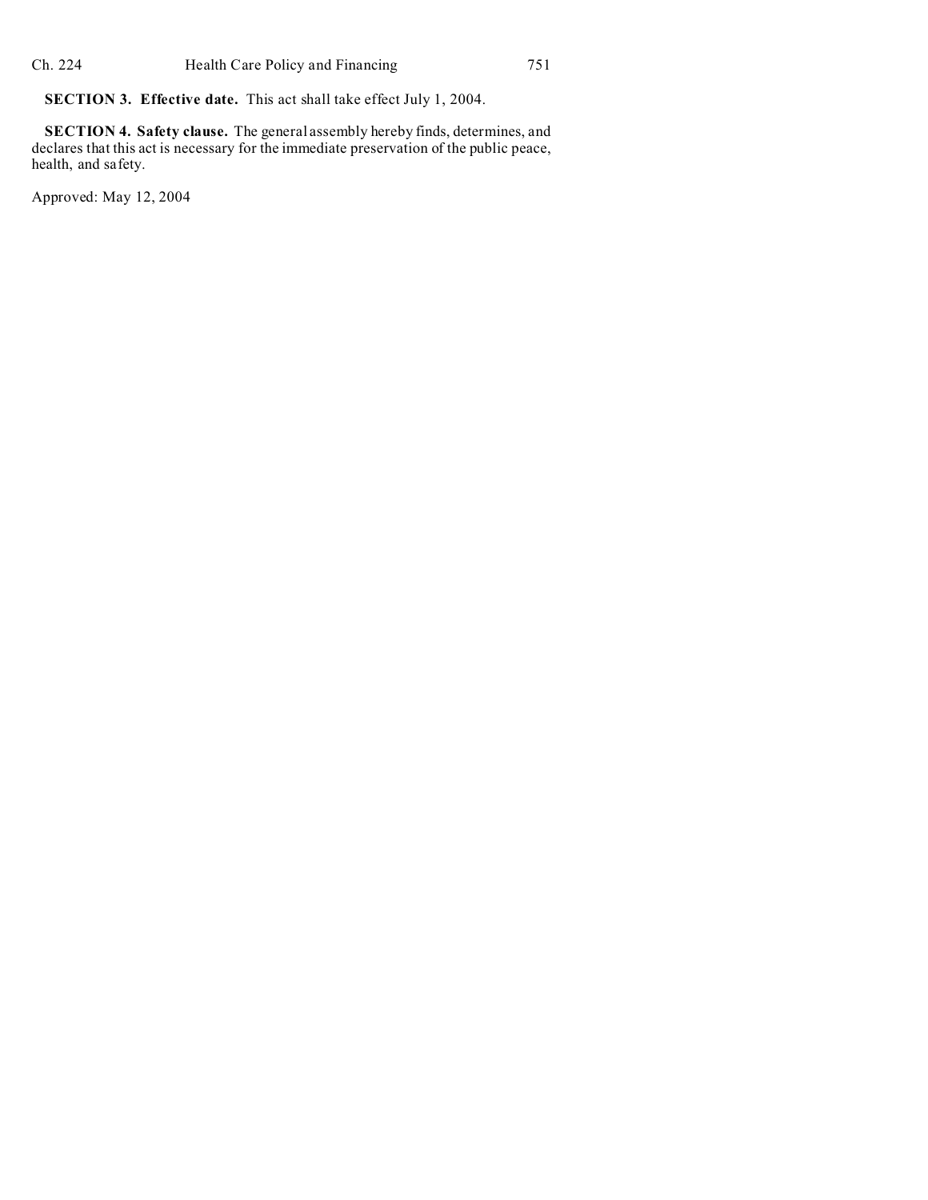**SECTION 3. Effective date.** This act shall take effect July 1, 2004.

**SECTION 4. Safety clause.** The general assembly hereby finds, determines, and declares that this act is necessary for the immediate preservation of the public peace, health, and safety.

Approved: May 12, 2004